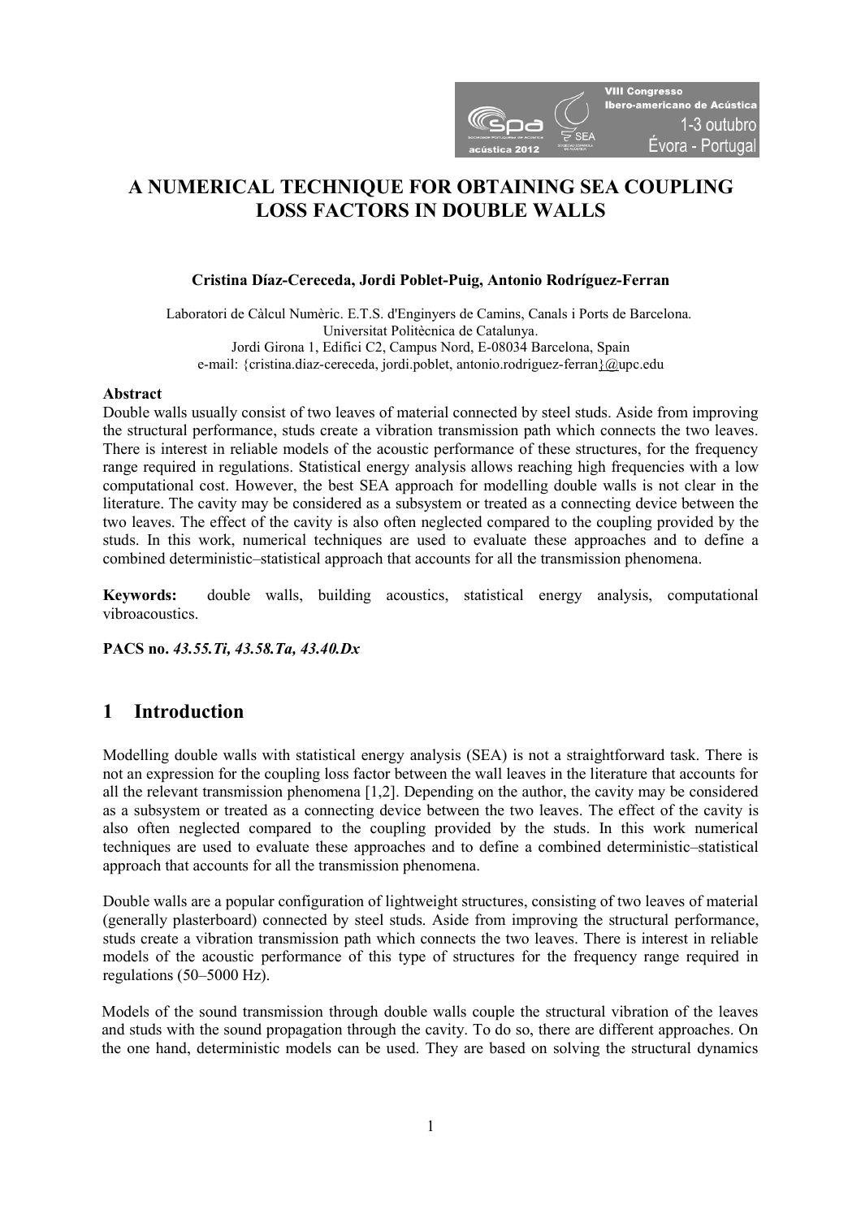# A NUMERICAL TECHNIQUE FOR OBTAINING SEA COUPLING LOSS FACTORS IN DOUBLE WALLS

**Cristina Díaz-Cereceda, Jordi Poblet-Puig, Antonio Rodríguez-Ferran**

Laboratori de Càlcul Numèric. E.T.S. d'Enginyers de Camins, Canals i Ports de Barcelona.
Universitat Politècnica de Catalunya.
Jordi Girona 1, Edifici C2, Campus Nord, E-08034 Barcelona, Spain
e-mail: {cristina.diaz-cereceda, jordi.poblet, antonio.rodriguez-ferran}@upc.edu

**Abstract**

Double walls usually consist of two leaves of material connected by steel studs. Aside from improving the structural performance, studs create a vibration transmission path which connects the two leaves. There is interest in reliable models of the acoustic performance of these structures, for the frequency range required in regulations. Statistical energy analysis allows reaching high frequencies with a low computational cost. However, the best SEA approach for modelling double walls is not clear in the literature. The cavity may be considered as a subsystem or treated as a connecting device between the two leaves. The effect of the cavity is also often neglected compared to the coupling provided by the studs. In this work, numerical techniques are used to evaluate these approaches and to define a combined deterministic–statistical approach that accounts for all the transmission phenomena.

**Keywords:** double walls, building acoustics, statistical energy analysis, computational vibroacoustics.

**PACS no.** *43.55.Ti, 43.58.Ta, 43.40.Dx*

## 1 Introduction

Modelling double walls with statistical energy analysis (SEA) is not a straightforward task. There is not an expression for the coupling loss factor between the wall leaves in the literature that accounts for all the relevant transmission phenomena [1,2]. Depending on the author, the cavity may be considered as a subsystem or treated as a connecting device between the two leaves. The effect of the cavity is also often neglected compared to the coupling provided by the studs. In this work numerical techniques are used to evaluate these approaches and to define a combined deterministic–statistical approach that accounts for all the transmission phenomena.

Double walls are a popular configuration of lightweight structures, consisting of two leaves of material (generally plasterboard) connected by steel studs. Aside from improving the structural performance, studs create a vibration transmission path which connects the two leaves. There is interest in reliable models of the acoustic performance of this type of structures for the frequency range required in regulations (50–5000 Hz).

Models of the sound transmission through double walls couple the structural vibration of the leaves and studs with the sound propagation through the cavity. To do so, there are different approaches. On the one hand, deterministic models can be used. They are based on solving the structural dynamics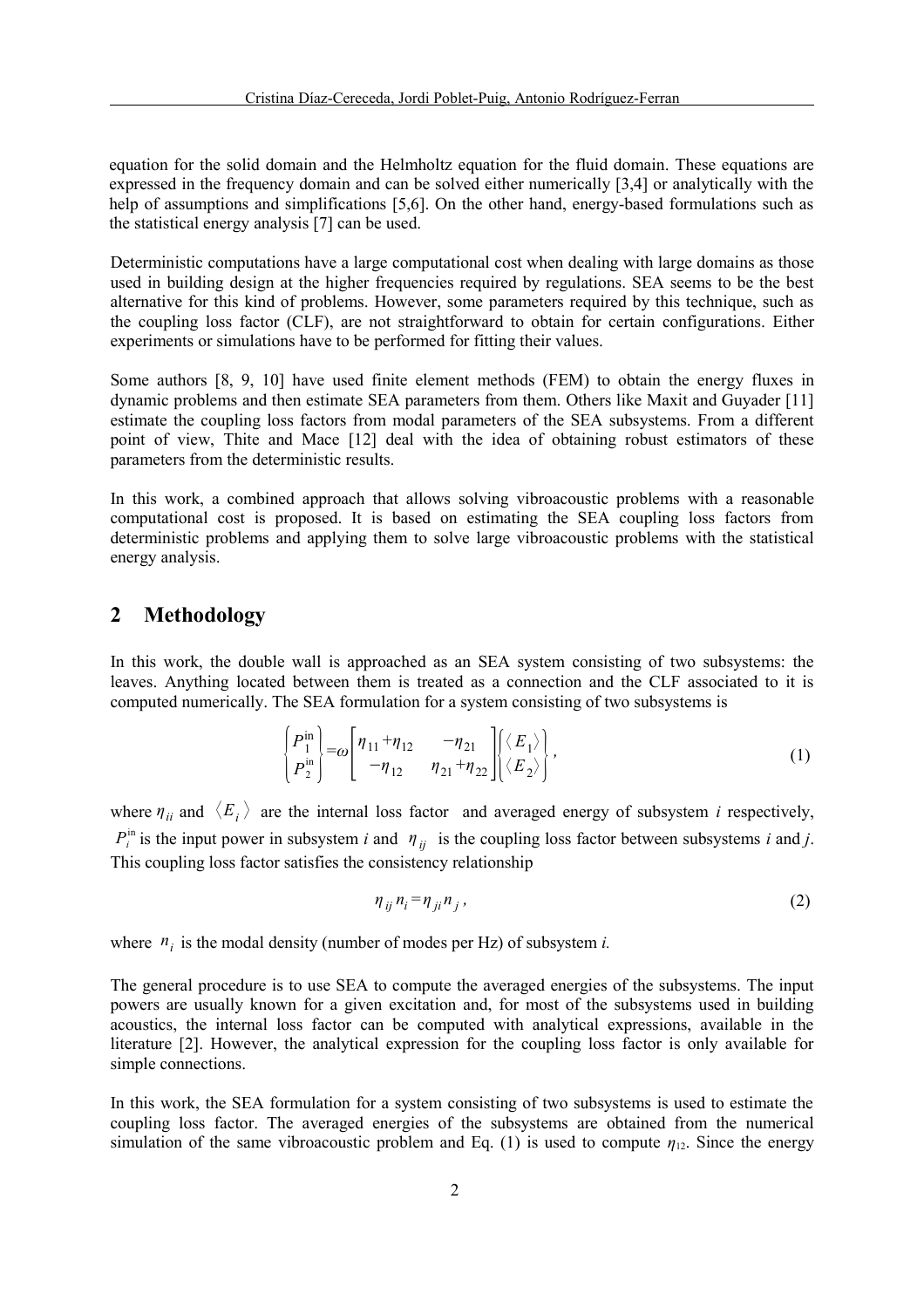equation for the solid domain and the Helmholtz equation for the fluid domain. These equations are expressed in the frequency domain and can be solved either numerically [3,4] or analytically with the help of assumptions and simplifications [5,6]. On the other hand, energy-based formulations such as the statistical energy analysis [7] can be used.

Deterministic computations have a large computational cost when dealing with large domains as those used in building design at the higher frequencies required by regulations. SEA seems to be the best alternative for this kind of problems. However, some parameters required by this technique, such as the coupling loss factor (CLF), are not straightforward to obtain for certain configurations. Either experiments or simulations have to be performed for fitting their values.

Some authors [8, 9, 10] have used finite element methods (FEM) to obtain the energy fluxes in dynamic problems and then estimate SEA parameters from them. Others like Maxit and Guyader [11] estimate the coupling loss factors from modal parameters of the SEA subsystems. From a different point of view, Thite and Mace [12] deal with the idea of obtaining robust estimators of these parameters from the deterministic results.

In this work, a combined approach that allows solving vibroacoustic problems with a reasonable computational cost is proposed. It is based on estimating the SEA coupling loss factors from deterministic problems and applying them to solve large vibroacoustic problems with the statistical energy analysis.

## 2 Methodology

In this work, the double wall is approached as an SEA system consisting of two subsystems: the leaves. Anything located between them is treated as a connection and the CLF associated to it is computed numerically. The SEA formulation for a system consisting of two subsystems is

$$\begin{Bmatrix} P_1^{\text{in}} \\ P_2^{\text{in}} \end{Bmatrix} = \omega \begin{bmatrix} \eta_{11}+\eta_{12} & -\eta_{21} \\ -\eta_{12} & \eta_{21}+\eta_{22} \end{bmatrix} \begin{Bmatrix} \langle E_1 \rangle \\ \langle E_2 \rangle \end{Bmatrix}, \tag{1}$$

where $\eta_{ii}$ and $\langle E_i \rangle$ are the internal loss factor and averaged energy of subsystem *i* respectively, $P_i^{\text{in}}$ is the input power in subsystem *i* and $\eta_{ij}$ is the coupling loss factor between subsystems *i* and *j*. This coupling loss factor satisfies the consistency relationship

$$\eta_{ij} n_i = \eta_{ji} n_j, \tag{2}$$

where $n_i$ is the modal density (number of modes per Hz) of subsystem *i.*

The general procedure is to use SEA to compute the averaged energies of the subsystems. The input powers are usually known for a given excitation and, for most of the subsystems used in building acoustics, the internal loss factor can be computed with analytical expressions, available in the literature [2]. However, the analytical expression for the coupling loss factor is only available for simple connections.

In this work, the SEA formulation for a system consisting of two subsystems is used to estimate the coupling loss factor. The averaged energies of the subsystems are obtained from the numerical simulation of the same vibroacoustic problem and Eq. (1) is used to compute $\eta_{12}$. Since the energy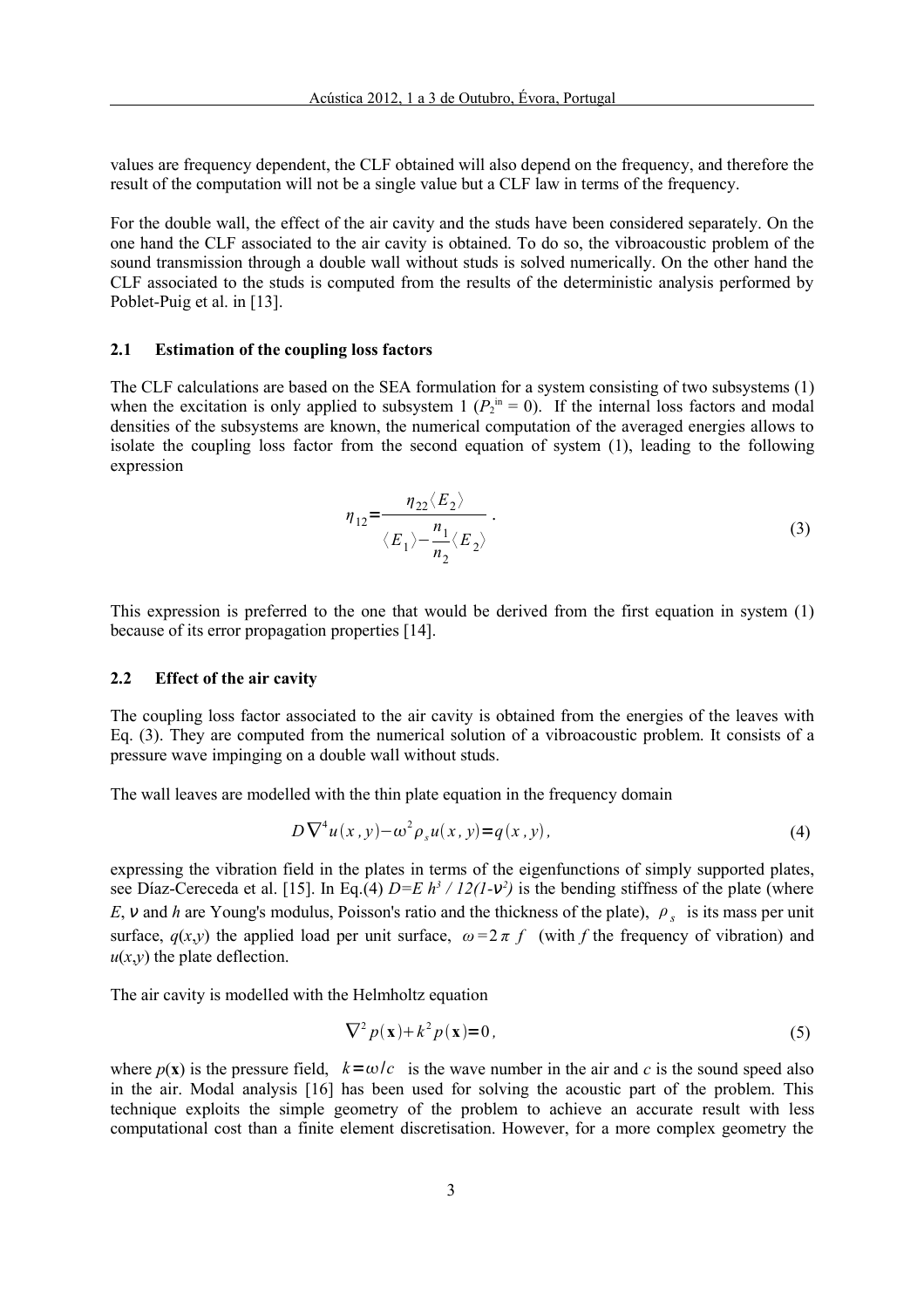values are frequency dependent, the CLF obtained will also depend on the frequency, and therefore the result of the computation will not be a single value but a CLF law in terms of the frequency.

For the double wall, the effect of the air cavity and the studs have been considered separately. On the one hand the CLF associated to the air cavity is obtained. To do so, the vibroacoustic problem of the sound transmission through a double wall without studs is solved numerically. On the other hand the CLF associated to the studs is computed from the results of the deterministic analysis performed by Poblet-Puig et al. in [13].

### 2.1 Estimation of the coupling loss factors

The CLF calculations are based on the SEA formulation for a system consisting of two subsystems (1) when the excitation is only applied to subsystem 1 ($P_2^{in} = 0$). If the internal loss factors and modal densities of the subsystems are known, the numerical computation of the averaged energies allows to isolate the coupling loss factor from the second equation of system (1), leading to the following expression

$$\eta_{12} = \frac{\eta_{22} \langle E_2 \rangle}{\langle E_1 \rangle - \frac{n_1}{n_2} \langle E_2 \rangle} . \tag{3}$$

This expression is preferred to the one that would be derived from the first equation in system (1) because of its error propagation properties [14].

### 2.2 Effect of the air cavity

The coupling loss factor associated to the air cavity is obtained from the energies of the leaves with Eq. (3). They are computed from the numerical solution of a vibroacoustic problem. It consists of a pressure wave impinging on a double wall without studs.

The wall leaves are modelled with the thin plate equation in the frequency domain

$$D \nabla^4 u(x, y) - \omega^2 \rho_s u(x, y) = q(x, y), \tag{4}$$

expressing the vibration field in the plates in terms of the eigenfunctions of simply supported plates, see Díaz-Cereceda et al. [15]. In Eq.(4) $D = E h^3 / 12(1-\nu^2)$ is the bending stiffness of the plate (where $E$, $\nu$ and $h$ are Young's modulus, Poisson's ratio and the thickness of the plate), $\rho_s$ is its mass per unit surface, $q(x,y)$ the applied load per unit surface, $\omega = 2\pi f$ (with $f$ the frequency of vibration) and $u(x,y)$ the plate deflection.

The air cavity is modelled with the Helmholtz equation

$$\nabla^2 p(\mathbf{x}) + k^2 p(\mathbf{x}) = 0, \tag{5}$$

where $p(\mathbf{x})$ is the pressure field, $k = \omega / c$ is the wave number in the air and $c$ is the sound speed also in the air. Modal analysis [16] has been used for solving the acoustic part of the problem. This technique exploits the simple geometry of the problem to achieve an accurate result with less computational cost than a finite element discretisation. However, for a more complex geometry the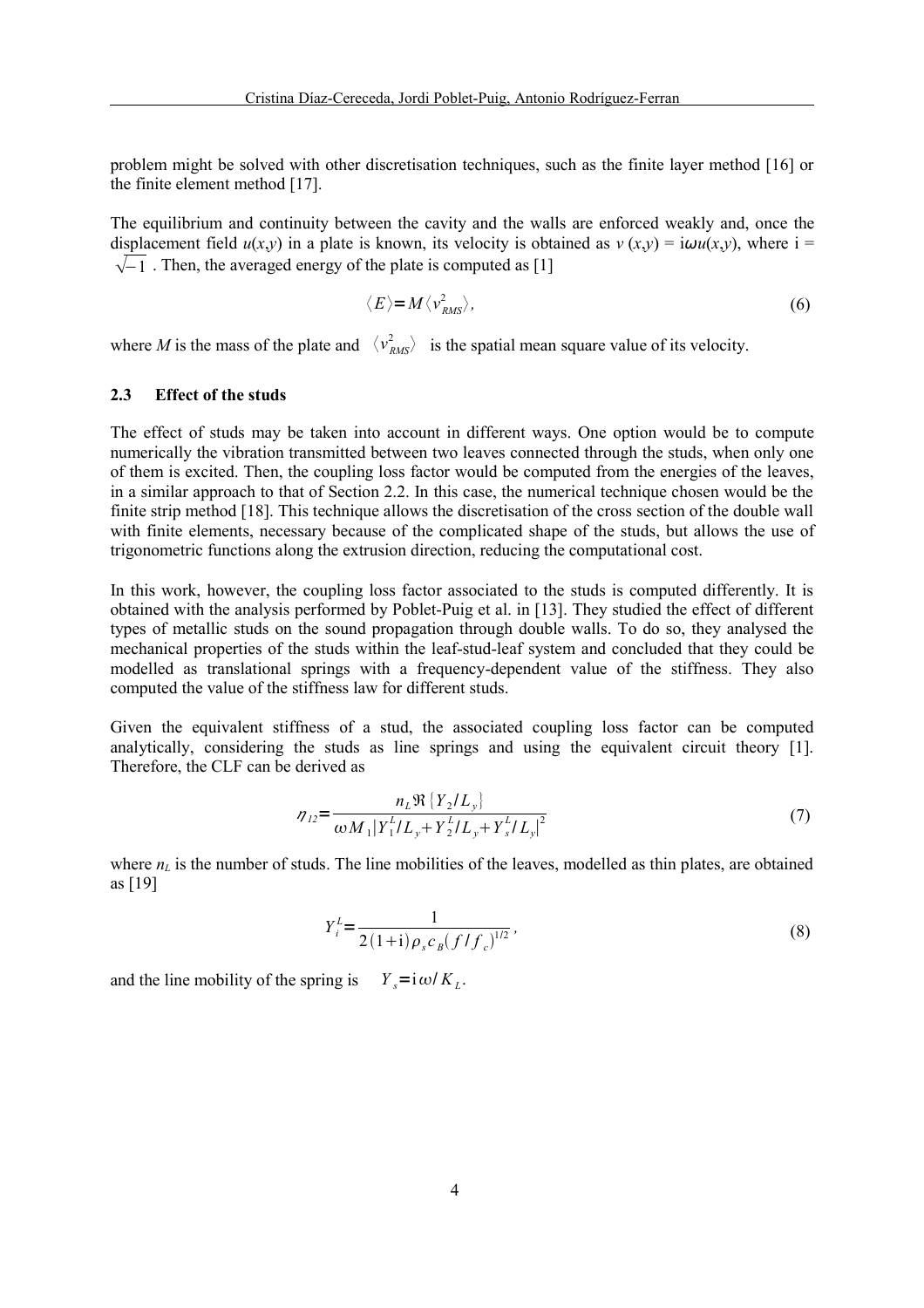problem might be solved with other discretisation techniques, such as the finite layer method [16] or the finite element method [17].

The equilibrium and continuity between the cavity and the walls are enforced weakly and, once the displacement field $u(x,y)$ in a plate is known, its velocity is obtained as $v(x,y) = \mathrm{i}\omega u(x,y)$, where $\mathrm{i} = \sqrt{-1}$. Then, the averaged energy of the plate is computed as [1]

$$\langle E \rangle = M \langle v_{RMS}^2 \rangle, \tag{6}$$

where $M$ is the mass of the plate and $\langle v_{RMS}^2 \rangle$ is the spatial mean square value of its velocity.

### 2.3 Effect of the studs

The effect of studs may be taken into account in different ways. One option would be to compute numerically the vibration transmitted between two leaves connected through the studs, when only one of them is excited. Then, the coupling loss factor would be computed from the energies of the leaves, in a similar approach to that of Section 2.2. In this case, the numerical technique chosen would be the finite strip method [18]. This technique allows the discretisation of the cross section of the double wall with finite elements, necessary because of the complicated shape of the studs, but allows the use of trigonometric functions along the extrusion direction, reducing the computational cost.

In this work, however, the coupling loss factor associated to the studs is computed differently. It is obtained with the analysis performed by Poblet-Puig et al. in [13]. They studied the effect of different types of metallic studs on the sound propagation through double walls. To do so, they analysed the mechanical properties of the studs within the leaf-stud-leaf system and concluded that they could be modelled as translational springs with a frequency-dependent value of the stiffness. They also computed the value of the stiffness law for different studs.

Given the equivalent stiffness of a stud, the associated coupling loss factor can be computed analytically, considering the studs as line springs and using the equivalent circuit theory [1]. Therefore, the CLF can be derived as

$$\eta_{12} = \frac{n_L \Re\{Y_2 / L_y\}}{\omega M_1 |Y_1^L / L_y + Y_2^L / L_y + Y_s^L / L_y|^2} \tag{7}$$

where $n_L$ is the number of studs. The line mobilities of the leaves, modelled as thin plates, are obtained as [19]

$$Y_i^L = \frac{1}{2(1+\mathrm{i})\rho_s c_B (f/f_c)^{1/2}}, \tag{8}$$

and the line mobility of the spring is $Y_s = \mathrm{i}\omega / K_L$.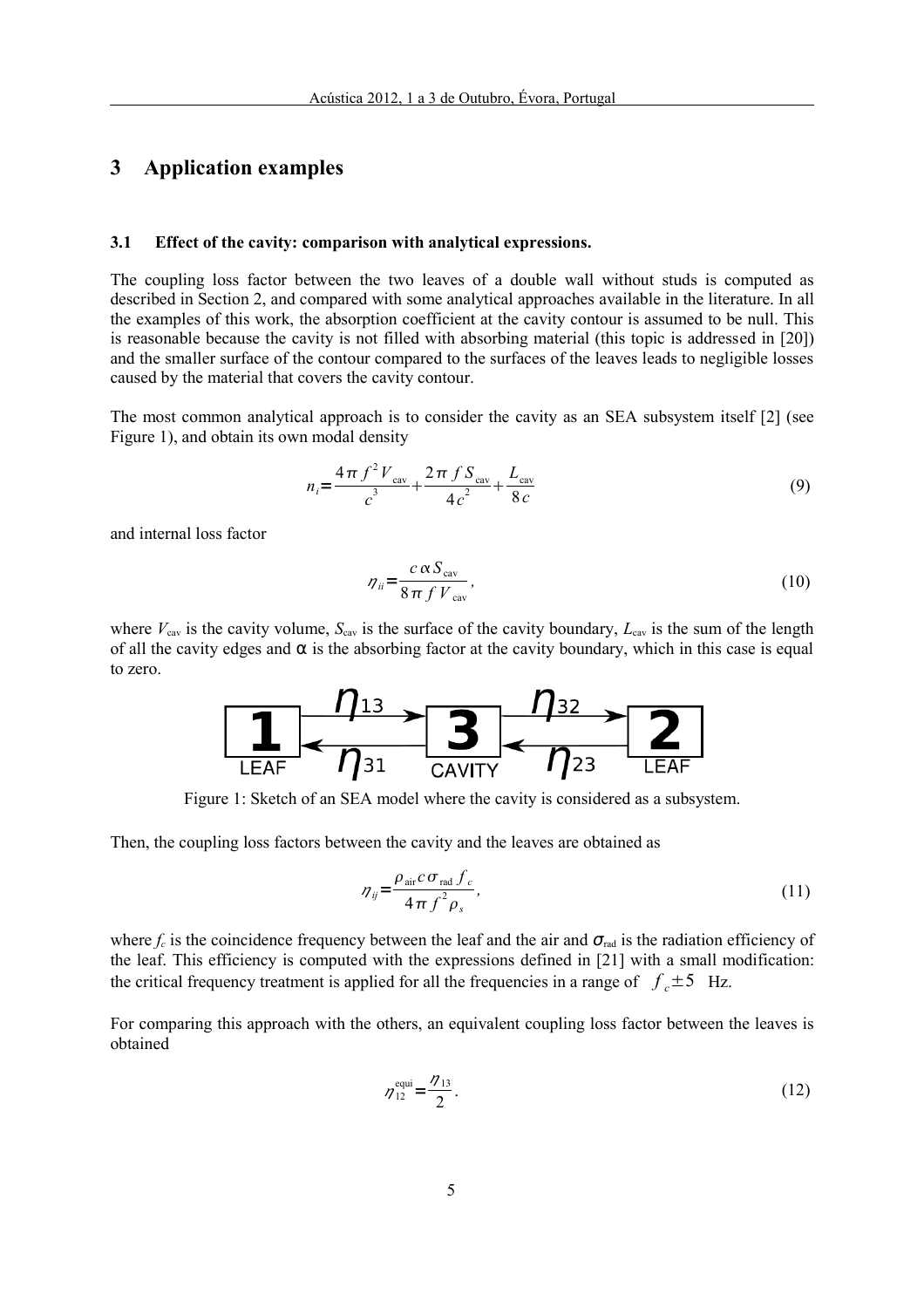## 3 Application examples

### 3.1 Effect of the cavity: comparison with analytical expressions.

The coupling loss factor between the two leaves of a double wall without studs is computed as described in Section 2, and compared with some analytical approaches available in the literature. In all the examples of this work, the absorption coefficient at the cavity contour is assumed to be null. This is reasonable because the cavity is not filled with absorbing material (this topic is addressed in [20]) and the smaller surface of the contour compared to the surfaces of the leaves leads to negligible losses caused by the material that covers the cavity contour.

The most common analytical approach is to consider the cavity as an SEA subsystem itself [2] (see Figure 1), and obtain its own modal density

$$n_i = \frac{4\pi f^2 V_{\text{cav}}}{c^3} + \frac{2\pi f S_{\text{cav}}}{4c^2} + \frac{L_{\text{cav}}}{8c} \tag{9}$$

and internal loss factor

$$\eta_{ii} = \frac{c\,\alpha\, S_{\text{cav}}}{8\pi f V_{\text{cav}}}, \tag{10}$$

where $V_{\text{cav}}$ is the cavity volume, $S_{\text{cav}}$ is the surface of the cavity boundary, $L_{\text{cav}}$ is the sum of the length of all the cavity edges and $\alpha$ is the absorbing factor at the cavity boundary, which in this case is equal to zero.

Figure 1: Sketch of an SEA model where the cavity is considered as a subsystem.

Then, the coupling loss factors between the cavity and the leaves are obtained as

$$\eta_{ij} = \frac{\rho_{\text{air}}\, c\, \sigma_{\text{rad}}\, f_c}{4\pi f^2 \rho_s}, \tag{11}$$

where $f_c$ is the coincidence frequency between the leaf and the air and $\sigma_{\text{rad}}$ is the radiation efficiency of the leaf. This efficiency is computed with the expressions defined in [21] with a small modification: the critical frequency treatment is applied for all the frequencies in a range of $f_c \pm 5$ Hz.

For comparing this approach with the others, an equivalent coupling loss factor between the leaves is obtained

$$\eta_{12}^{\text{equi}} = \frac{\eta_{13}}{2}. \tag{12}$$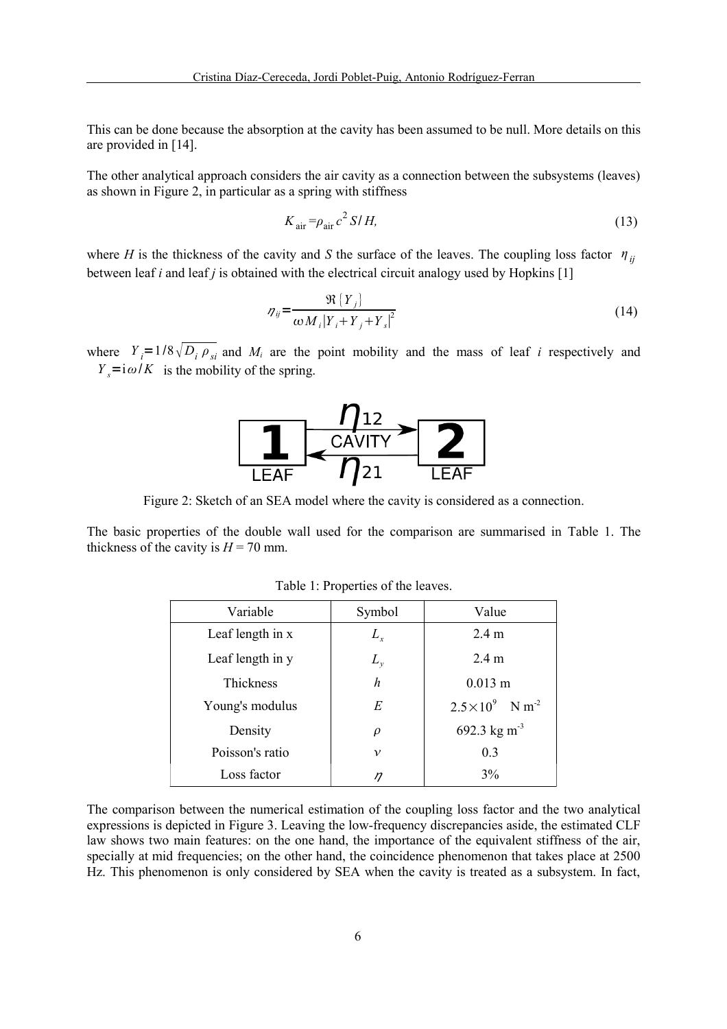This can be done because the absorption at the cavity has been assumed to be null. More details on this are provided in [14].

The other analytical approach considers the air cavity as a connection between the subsystems (leaves) as shown in Figure 2, in particular as a spring with stiffness

$$K_{\text{air}} = \rho_{\text{air}} c^2 S / H, \tag{13}$$

where $H$ is the thickness of the cavity and $S$ the surface of the leaves. The coupling loss factor $\eta_{ij}$ between leaf $i$ and leaf $j$ is obtained with the electrical circuit analogy used by Hopkins [1]

$$\eta_{ij} = \frac{\Re\{Y_j\}}{\omega M_i |Y_i + Y_j + Y_s|^2} \tag{14}$$

where $Y_i = 1/8\sqrt{D_i \rho_{si}}$ and $M_i$ are the point mobility and the mass of leaf $i$ respectively and $Y_s = \mathrm{i}\omega/K$ is the mobility of the spring.

Figure 2: Sketch of an SEA model where the cavity is considered as a connection.

The basic properties of the double wall used for the comparison are summarised in Table 1. The thickness of the cavity is $H$ = 70 mm.

Table 1: Properties of the leaves.

| Variable | Symbol | Value |
|---|---|---|
| Leaf length in x | $L_x$ | 2.4 m |
| Leaf length in y | $L_y$ | 2.4 m |
| Thickness | $h$ | 0.013 m |
| Young's modulus | $E$ | $2.5 \times 10^9$ N m$^{-2}$ |
| Density | $\rho$ | 692.3 kg m$^{-3}$ |
| Poisson's ratio | $\nu$ | 0.3 |
| Loss factor | $\eta$ | 3% |

The comparison between the numerical estimation of the coupling loss factor and the two analytical expressions is depicted in Figure 3. Leaving the low-frequency discrepancies aside, the estimated CLF law shows two main features: on the one hand, the importance of the equivalent stiffness of the air, specially at mid frequencies; on the other hand, the coincidence phenomenon that takes place at 2500 Hz. This phenomenon is only considered by SEA when the cavity is treated as a subsystem. In fact,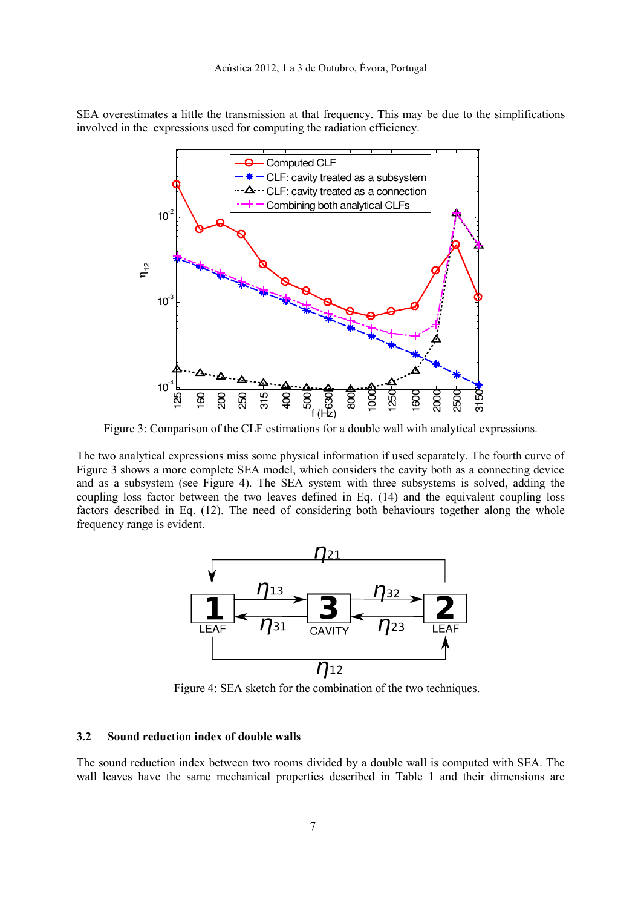SEA overestimates a little the transmission at that frequency. This may be due to the simplifications involved in the expressions used for computing the radiation efficiency.

Figure 3: Comparison of the CLF estimations for a double wall with analytical expressions.

The two analytical expressions miss some physical information if used separately. The fourth curve of Figure 3 shows a more complete SEA model, which considers the cavity both as a connecting device and as a subsystem (see Figure 4). The SEA system with three subsystems is solved, adding the coupling loss factor between the two leaves defined in Eq. (14) and the equivalent coupling loss factors described in Eq. (12). The need of considering both behaviours together along the whole frequency range is evident.

Figure 4: SEA sketch for the combination of the two techniques.

### 3.2 Sound reduction index of double walls

The sound reduction index between two rooms divided by a double wall is computed with SEA. The wall leaves have the same mechanical properties described in Table 1 and their dimensions are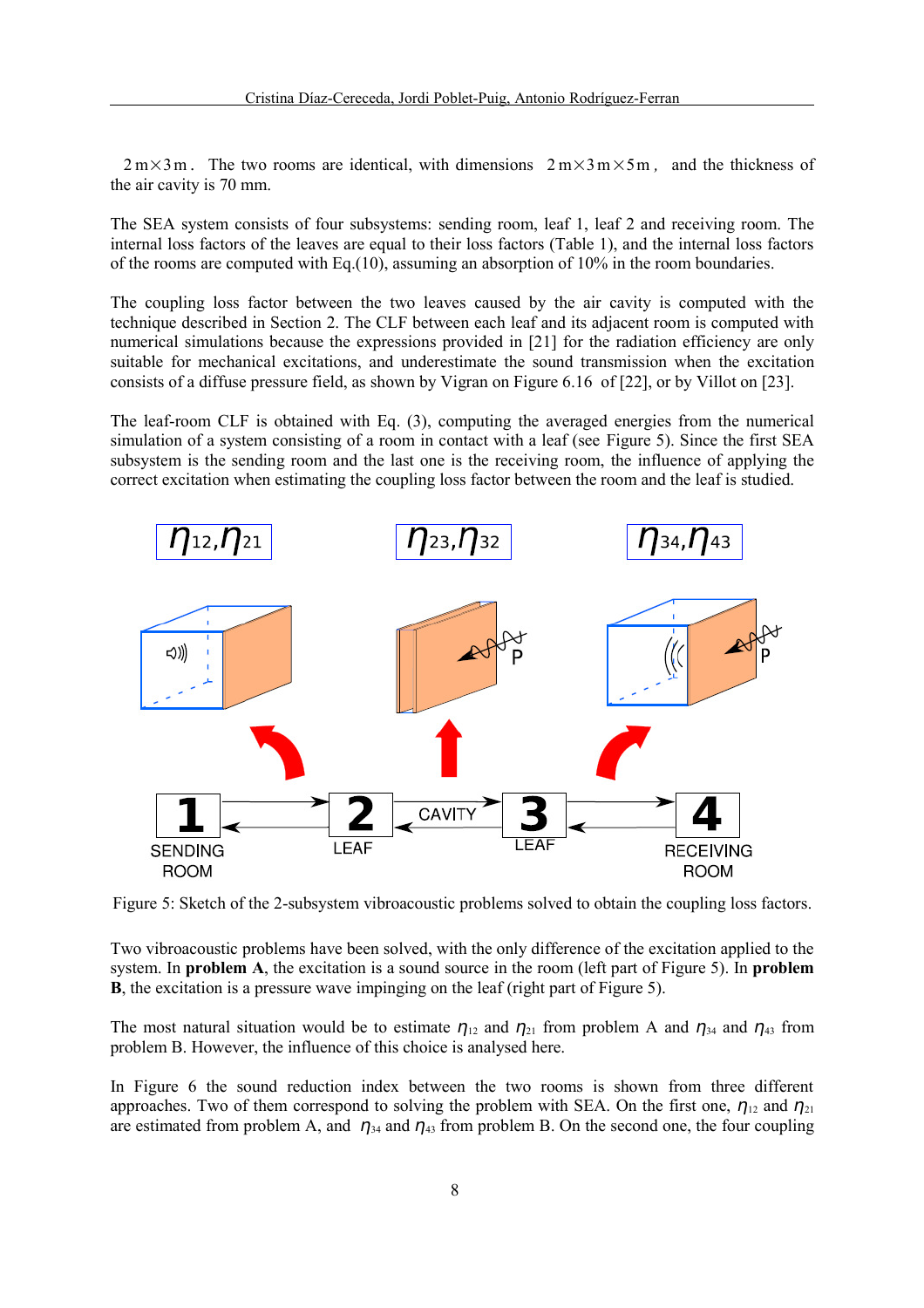$2\,\text{m} \times 3\,\text{m}$. The two rooms are identical, with dimensions $2\,\text{m} \times 3\,\text{m} \times 5\,\text{m}$, and the thickness of the air cavity is 70 mm.

The SEA system consists of four subsystems: sending room, leaf 1, leaf 2 and receiving room. The internal loss factors of the leaves are equal to their loss factors (Table 1), and the internal loss factors of the rooms are computed with Eq.(10), assuming an absorption of 10% in the room boundaries.

The coupling loss factor between the two leaves caused by the air cavity is computed with the technique described in Section 2. The CLF between each leaf and its adjacent room is computed with numerical simulations because the expressions provided in [21] for the radiation efficiency are only suitable for mechanical excitations, and underestimate the sound transmission when the excitation consists of a diffuse pressure field, as shown by Vigran on Figure 6.16 of [22], or by Villot on [23].

The leaf-room CLF is obtained with Eq. (3), computing the averaged energies from the numerical simulation of a system consisting of a room in contact with a leaf (see Figure 5). Since the first SEA subsystem is the sending room and the last one is the receiving room, the influence of applying the correct excitation when estimating the coupling loss factor between the room and the leaf is studied.

Figure 5: Sketch of the 2-subsystem vibroacoustic problems solved to obtain the coupling loss factors.

Two vibroacoustic problems have been solved, with the only difference of the excitation applied to the system. In **problem A**, the excitation is a sound source in the room (left part of Figure 5). In **problem B**, the excitation is a pressure wave impinging on the leaf (right part of Figure 5).

The most natural situation would be to estimate $\eta_{12}$ and $\eta_{21}$ from problem A and $\eta_{34}$ and $\eta_{43}$ from problem B. However, the influence of this choice is analysed here.

In Figure 6 the sound reduction index between the two rooms is shown from three different approaches. Two of them correspond to solving the problem with SEA. On the first one, $\eta_{12}$ and $\eta_{21}$ are estimated from problem A, and $\eta_{34}$ and $\eta_{43}$ from problem B. On the second one, the four coupling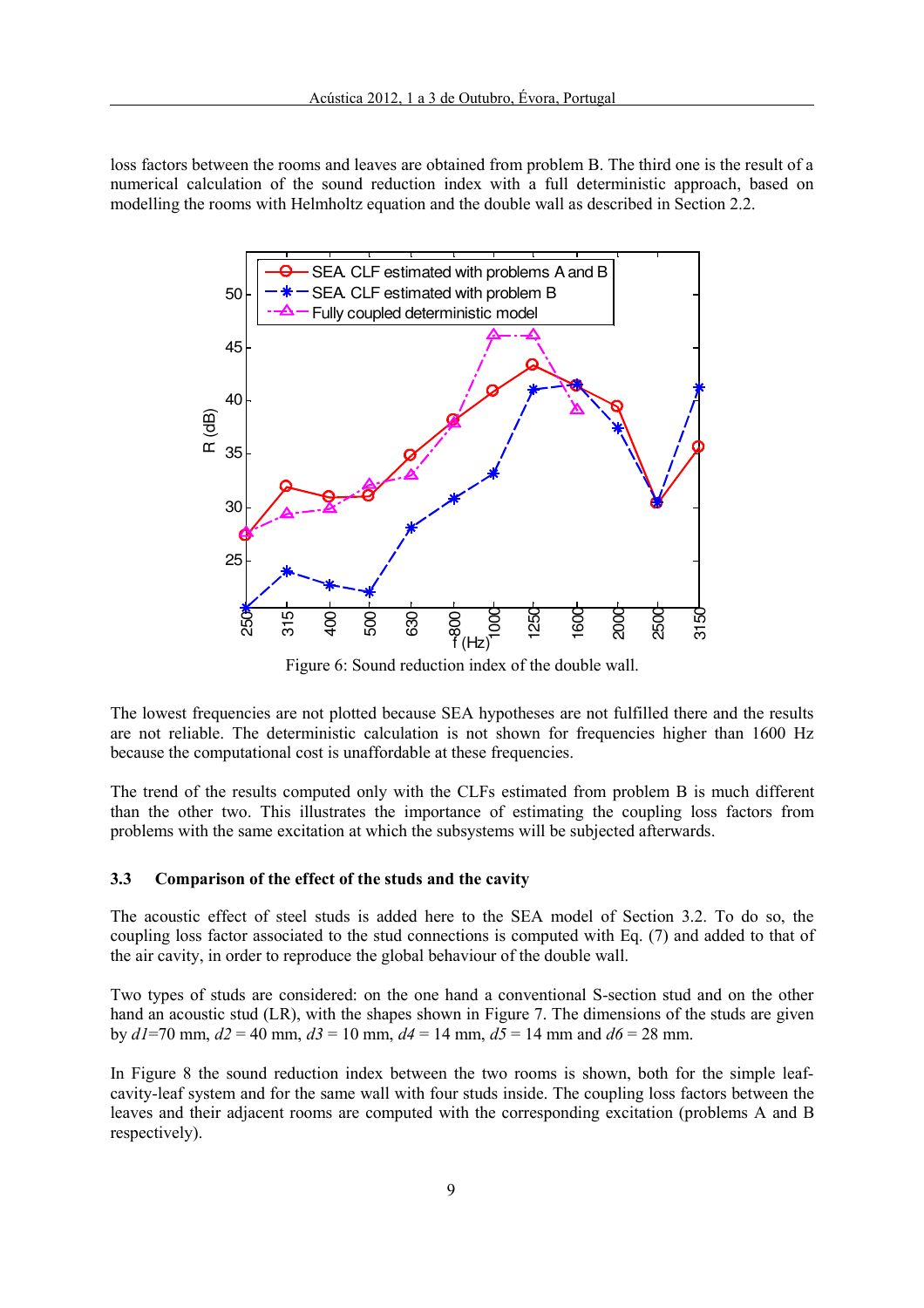loss factors between the rooms and leaves are obtained from problem B. The third one is the result of a numerical calculation of the sound reduction index with a full deterministic approach, based on modelling the rooms with Helmholtz equation and the double wall as described in Section 2.2.

Figure 6: Sound reduction index of the double wall.

The lowest frequencies are not plotted because SEA hypotheses are not fulfilled there and the results are not reliable. The deterministic calculation is not shown for frequencies higher than 1600 Hz because the computational cost is unaffordable at these frequencies.

The trend of the results computed only with the CLFs estimated from problem B is much different than the other two. This illustrates the importance of estimating the coupling loss factors from problems with the same excitation at which the subsystems will be subjected afterwards.

### 3.3 Comparison of the effect of the studs and the cavity

The acoustic effect of steel studs is added here to the SEA model of Section 3.2. To do so, the coupling loss factor associated to the stud connections is computed with Eq. (7) and added to that of the air cavity, in order to reproduce the global behaviour of the double wall.

Two types of studs are considered: on the one hand a conventional S-section stud and on the other hand an acoustic stud (LR), with the shapes shown in Figure 7. The dimensions of the studs are given by $d1$=70 mm, $d2$ = 40 mm, $d3$ = 10 mm, $d4$ = 14 mm, $d5$ = 14 mm and $d6$ = 28 mm.

In Figure 8 the sound reduction index between the two rooms is shown, both for the simple leaf-cavity-leaf system and for the same wall with four studs inside. The coupling loss factors between the leaves and their adjacent rooms are computed with the corresponding excitation (problems A and B respectively).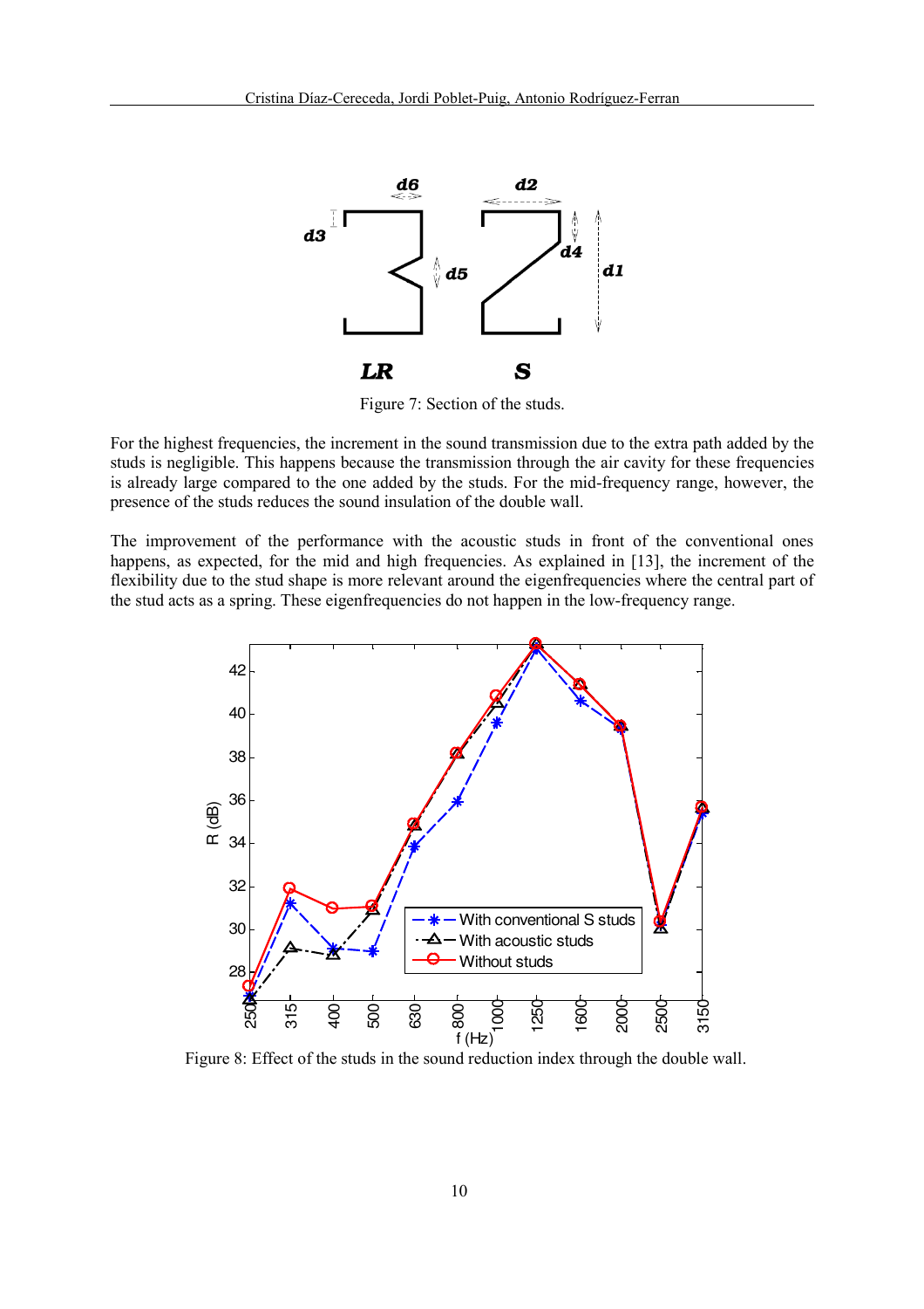Figure 7: Section of the studs.

For the highest frequencies, the increment in the sound transmission due to the extra path added by the studs is negligible. This happens because the transmission through the air cavity for these frequencies is already large compared to the one added by the studs. For the mid-frequency range, however, the presence of the studs reduces the sound insulation of the double wall.

The improvement of the performance with the acoustic studs in front of the conventional ones happens, as expected, for the mid and high frequencies. As explained in [13], the increment of the flexibility due to the stud shape is more relevant around the eigenfrequencies where the central part of the stud acts as a spring. These eigenfrequencies do not happen in the low-frequency range.

Figure 8: Effect of the studs in the sound reduction index through the double wall.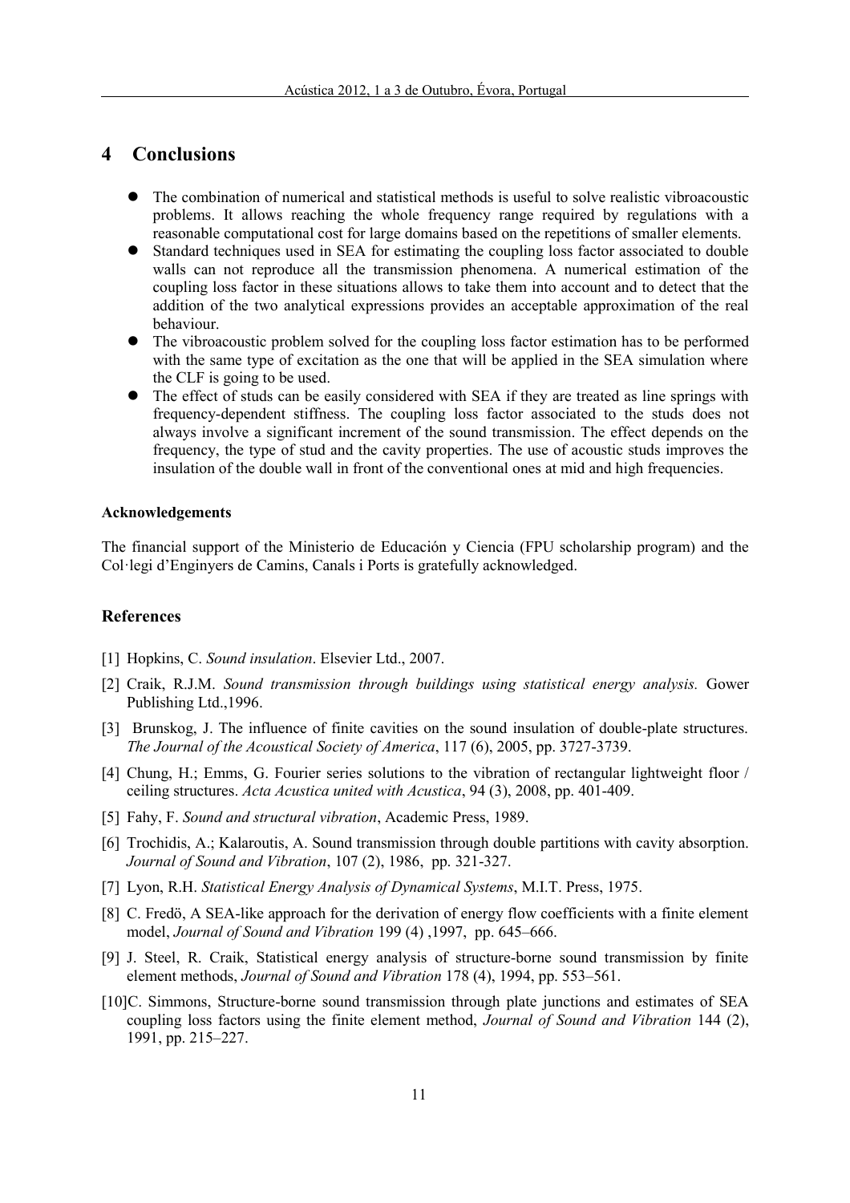## 4 Conclusions

- The combination of numerical and statistical methods is useful to solve realistic vibroacoustic problems. It allows reaching the whole frequency range required by regulations with a reasonable computational cost for large domains based on the repetitions of smaller elements.
- Standard techniques used in SEA for estimating the coupling loss factor associated to double walls can not reproduce all the transmission phenomena. A numerical estimation of the coupling loss factor in these situations allows to take them into account and to detect that the addition of the two analytical expressions provides an acceptable approximation of the real behaviour.
- The vibroacoustic problem solved for the coupling loss factor estimation has to be performed with the same type of excitation as the one that will be applied in the SEA simulation where the CLF is going to be used.
- The effect of studs can be easily considered with SEA if they are treated as line springs with frequency-dependent stiffness. The coupling loss factor associated to the studs does not always involve a significant increment of the sound transmission. The effect depends on the frequency, the type of stud and the cavity properties. The use of acoustic studs improves the insulation of the double wall in front of the conventional ones at mid and high frequencies.

#### Acknowledgements

The financial support of the Ministerio de Educación y Ciencia (FPU scholarship program) and the Col·legi d'Enginyers de Camins, Canals i Ports is gratefully acknowledged.

### References

[1] Hopkins, C. *Sound insulation*. Elsevier Ltd., 2007.

[2] Craik, R.J.M. *Sound transmission through buildings using statistical energy analysis.* Gower Publishing Ltd.,1996.

[3] Brunskog, J. The influence of finite cavities on the sound insulation of double-plate structures. *The Journal of the Acoustical Society of America*, 117 (6), 2005, pp. 3727-3739.

[4] Chung, H.; Emms, G. Fourier series solutions to the vibration of rectangular lightweight floor / ceiling structures. *Acta Acustica united with Acustica*, 94 (3), 2008, pp. 401-409.

[5] Fahy, F. *Sound and structural vibration*, Academic Press, 1989.

[6] Trochidis, A.; Kalaroutis, A. Sound transmission through double partitions with cavity absorption. *Journal of Sound and Vibration*, 107 (2), 1986, pp. 321-327.

[7] Lyon, R.H. *Statistical Energy Analysis of Dynamical Systems*, M.I.T. Press, 1975.

[8] C. Fredö, A SEA-like approach for the derivation of energy flow coefficients with a finite element model, *Journal of Sound and Vibration* 199 (4) ,1997, pp. 645–666.

[9] J. Steel, R. Craik, Statistical energy analysis of structure-borne sound transmission by finite element methods, *Journal of Sound and Vibration* 178 (4), 1994, pp. 553–561.

[10] C. Simmons, Structure-borne sound transmission through plate junctions and estimates of SEA coupling loss factors using the finite element method, *Journal of Sound and Vibration* 144 (2), 1991, pp. 215–227.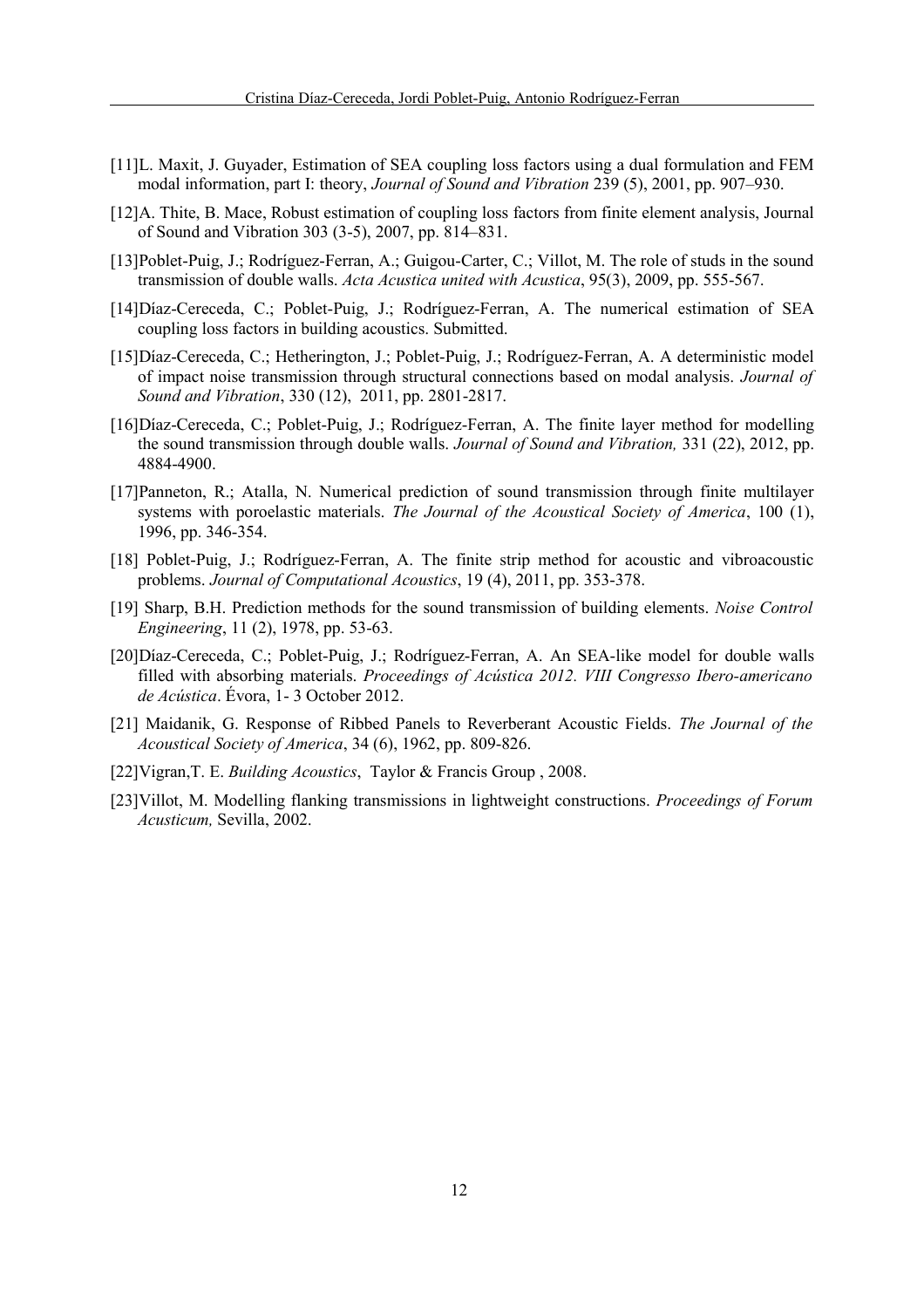[11]L. Maxit, J. Guyader, Estimation of SEA coupling loss factors using a dual formulation and FEM modal information, part I: theory, *Journal of Sound and Vibration* 239 (5), 2001, pp. 907–930.

[12]A. Thite, B. Mace, Robust estimation of coupling loss factors from finite element analysis, Journal of Sound and Vibration 303 (3-5), 2007, pp. 814–831.

[13]Poblet-Puig, J.; Rodríguez-Ferran, A.; Guigou-Carter, C.; Villot, M. The role of studs in the sound transmission of double walls. *Acta Acustica united with Acustica*, 95(3), 2009, pp. 555-567.

[14]Díaz-Cereceda, C.; Poblet-Puig, J.; Rodríguez-Ferran, A. The numerical estimation of SEA coupling loss factors in building acoustics. Submitted.

[15]Díaz-Cereceda, C.; Hetherington, J.; Poblet-Puig, J.; Rodríguez-Ferran, A. A deterministic model of impact noise transmission through structural connections based on modal analysis. *Journal of Sound and Vibration*, 330 (12), 2011, pp. 2801-2817.

[16]Díaz-Cereceda, C.; Poblet-Puig, J.; Rodríguez-Ferran, A. The finite layer method for modelling the sound transmission through double walls. *Journal of Sound and Vibration,* 331 (22), 2012, pp. 4884-4900.

[17]Panneton, R.; Atalla, N. Numerical prediction of sound transmission through finite multilayer systems with poroelastic materials. *The Journal of the Acoustical Society of America*, 100 (1), 1996, pp. 346-354.

[18] Poblet-Puig, J.; Rodríguez-Ferran, A. The finite strip method for acoustic and vibroacoustic problems. *Journal of Computational Acoustics*, 19 (4), 2011, pp. 353-378.

[19] Sharp, B.H. Prediction methods for the sound transmission of building elements. *Noise Control Engineering*, 11 (2), 1978, pp. 53-63.

[20]Díaz-Cereceda, C.; Poblet-Puig, J.; Rodríguez-Ferran, A. An SEA-like model for double walls filled with absorbing materials. *Proceedings of Acústica 2012. VIII Congresso Ibero-americano de Acústica*. Évora, 1- 3 October 2012.

[21] Maidanik, G. Response of Ribbed Panels to Reverberant Acoustic Fields. *The Journal of the Acoustical Society of America*, 34 (6), 1962, pp. 809-826.

[22]Vigran,T. E. *Building Acoustics*, Taylor & Francis Group , 2008.

[23]Villot, M. Modelling flanking transmissions in lightweight constructions. *Proceedings of Forum Acusticum,* Sevilla, 2002.